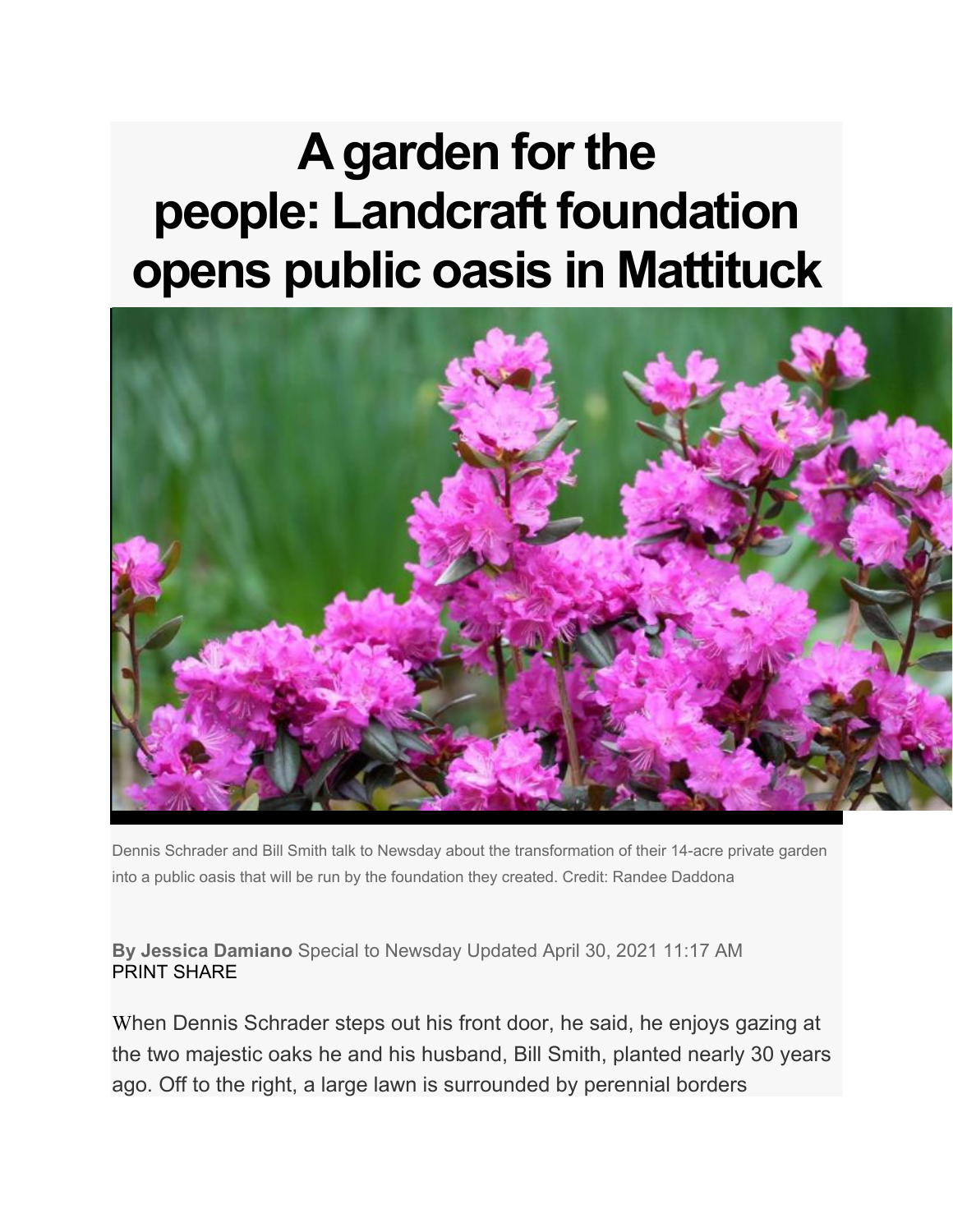# A garden for the people: Landcraft foundation opens public oasis in Mattituck

Dennis Schrader and Bill Smith talk to Newsday about the transformation of their 14-acre private garden into a public oasis that will be run by the foundation they created. Credit: Randee Daddona

**By Jessica Damiano** Special to Newsday Updated April 30, 2021 11:17 AM
PRINT SHARE

When Dennis Schrader steps out his front door, he said, he enjoys gazing at the two majestic oaks he and his husband, Bill Smith, planted nearly 30 years ago. Off to the right, a large lawn is surrounded by perennial borders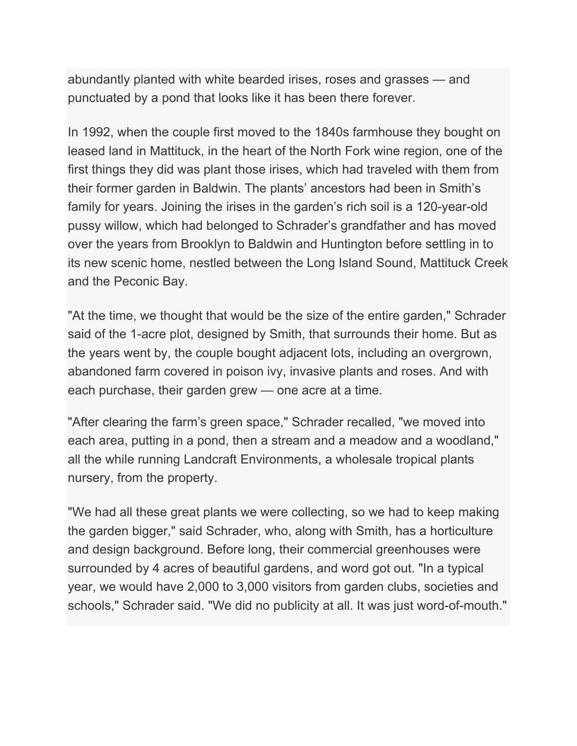abundantly planted with white bearded irises, roses and grasses — and punctuated by a pond that looks like it has been there forever.

In 1992, when the couple first moved to the 1840s farmhouse they bought on leased land in Mattituck, in the heart of the North Fork wine region, one of the first things they did was plant those irises, which had traveled with them from their former garden in Baldwin. The plants' ancestors had been in Smith's family for years. Joining the irises in the garden's rich soil is a 120-year-old pussy willow, which had belonged to Schrader's grandfather and has moved over the years from Brooklyn to Baldwin and Huntington before settling in to its new scenic home, nestled between the Long Island Sound, Mattituck Creek and the Peconic Bay.

"At the time, we thought that would be the size of the entire garden," Schrader said of the 1-acre plot, designed by Smith, that surrounds their home. But as the years went by, the couple bought adjacent lots, including an overgrown, abandoned farm covered in poison ivy, invasive plants and roses. And with each purchase, their garden grew — one acre at a time.

"After clearing the farm's green space," Schrader recalled, "we moved into each area, putting in a pond, then a stream and a meadow and a woodland," all the while running Landcraft Environments, a wholesale tropical plants nursery, from the property.

"We had all these great plants we were collecting, so we had to keep making the garden bigger," said Schrader, who, along with Smith, has a horticulture and design background. Before long, their commercial greenhouses were surrounded by 4 acres of beautiful gardens, and word got out. "In a typical year, we would have 2,000 to 3,000 visitors from garden clubs, societies and schools," Schrader said. "We did no publicity at all. It was just word-of-mouth."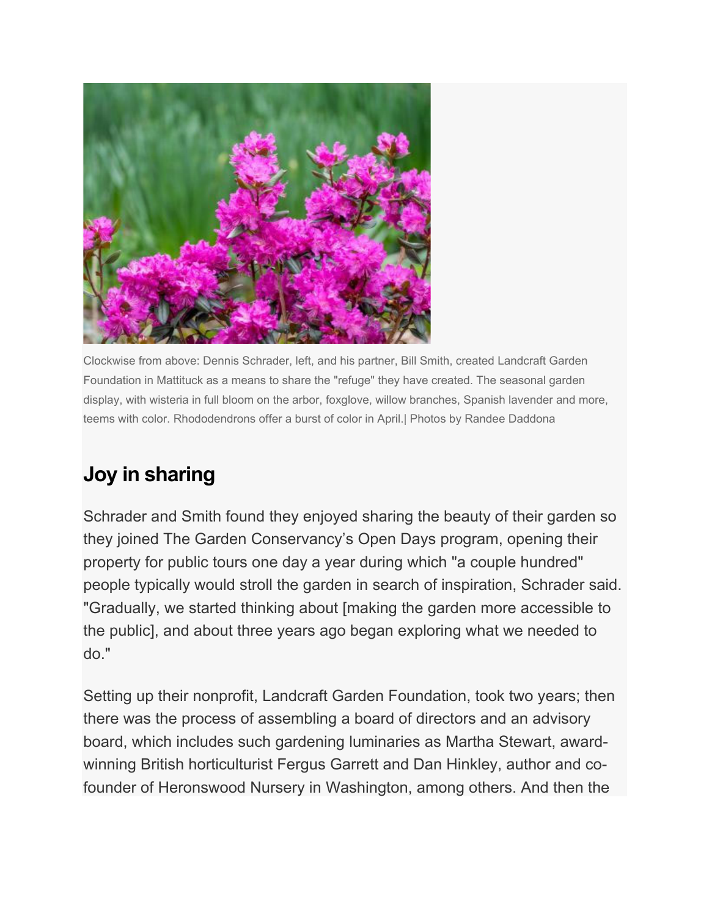Clockwise from above: Dennis Schrader, left, and his partner, Bill Smith, created Landcraft Garden Foundation in Mattituck as a means to share the "refuge" they have created. The seasonal garden display, with wisteria in full bloom on the arbor, foxglove, willow branches, Spanish lavender and more, teems with color. Rhododendrons offer a burst of color in April.| Photos by Randee Daddona

## Joy in sharing

Schrader and Smith found they enjoyed sharing the beauty of their garden so they joined The Garden Conservancy's Open Days program, opening their property for public tours one day a year during which "a couple hundred" people typically would stroll the garden in search of inspiration, Schrader said. "Gradually, we started thinking about [making the garden more accessible to the public], and about three years ago began exploring what we needed to do."

Setting up their nonprofit, Landcraft Garden Foundation, took two years; then there was the process of assembling a board of directors and an advisory board, which includes such gardening luminaries as Martha Stewart, award-winning British horticulturist Fergus Garrett and Dan Hinkley, author and co-founder of Heronswood Nursery in Washington, among others. And then the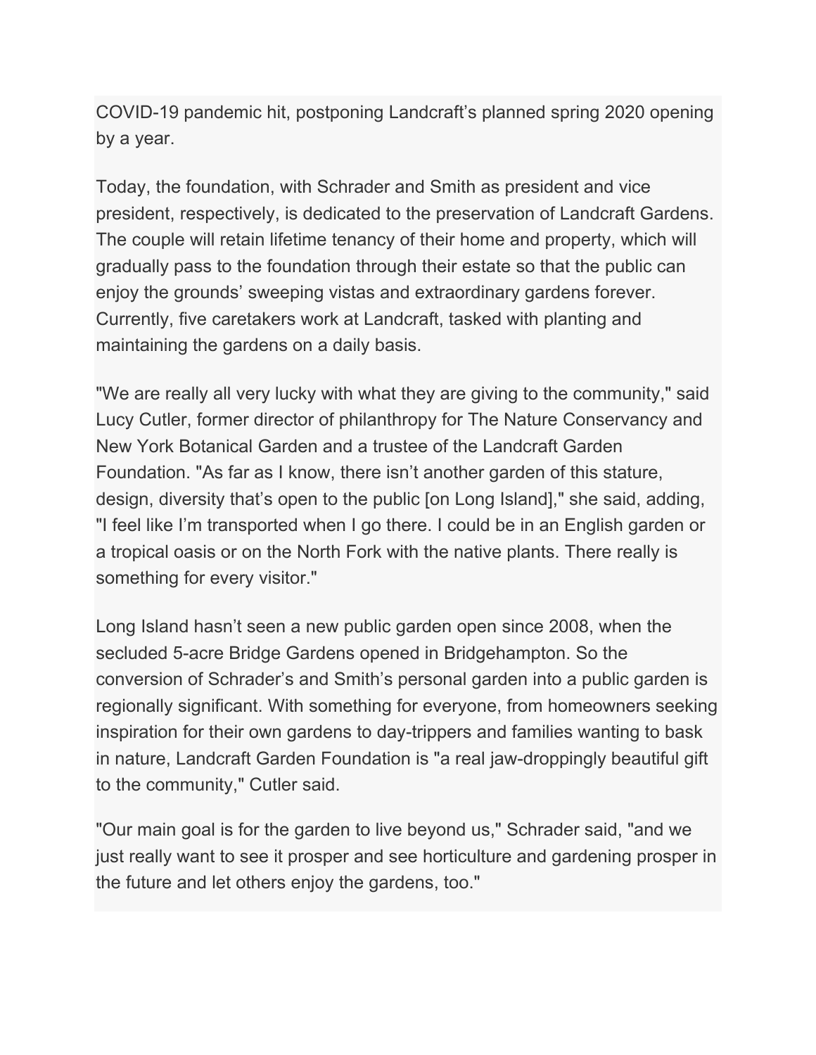COVID-19 pandemic hit, postponing Landcraft's planned spring 2020 opening by a year.

Today, the foundation, with Schrader and Smith as president and vice president, respectively, is dedicated to the preservation of Landcraft Gardens. The couple will retain lifetime tenancy of their home and property, which will gradually pass to the foundation through their estate so that the public can enjoy the grounds' sweeping vistas and extraordinary gardens forever. Currently, five caretakers work at Landcraft, tasked with planting and maintaining the gardens on a daily basis.

"We are really all very lucky with what they are giving to the community," said Lucy Cutler, former director of philanthropy for The Nature Conservancy and New York Botanical Garden and a trustee of the Landcraft Garden Foundation. "As far as I know, there isn't another garden of this stature, design, diversity that's open to the public [on Long Island]," she said, adding, "I feel like I'm transported when I go there. I could be in an English garden or a tropical oasis or on the North Fork with the native plants. There really is something for every visitor."

Long Island hasn't seen a new public garden open since 2008, when the secluded 5-acre Bridge Gardens opened in Bridgehampton. So the conversion of Schrader's and Smith's personal garden into a public garden is regionally significant. With something for everyone, from homeowners seeking inspiration for their own gardens to day-trippers and families wanting to bask in nature, Landcraft Garden Foundation is "a real jaw-droppingly beautiful gift to the community," Cutler said.

"Our main goal is for the garden to live beyond us," Schrader said, "and we just really want to see it prosper and see horticulture and gardening prosper in the future and let others enjoy the gardens, too."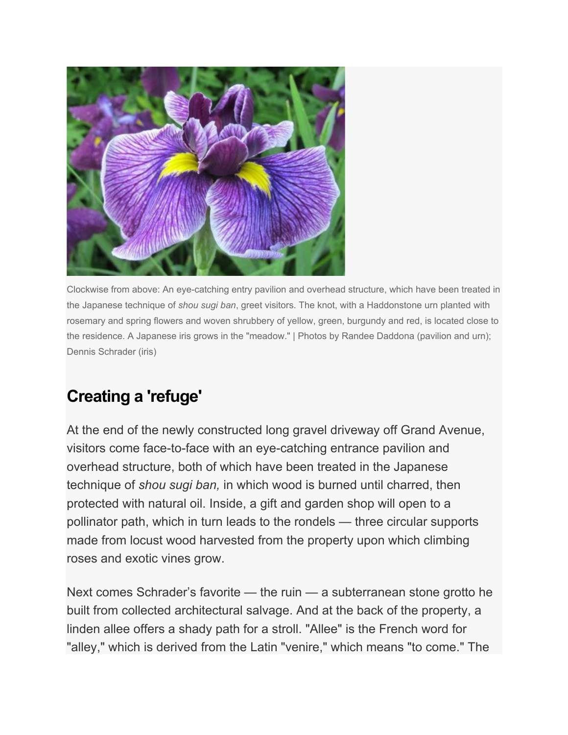Clockwise from above: An eye-catching entry pavilion and overhead structure, which have been treated in the Japanese technique of *shou sugi ban*, greet visitors. The knot, with a Haddonstone urn planted with rosemary and spring flowers and woven shrubbery of yellow, green, burgundy and red, is located close to the residence. A Japanese iris grows in the "meadow." | Photos by Randee Daddona (pavilion and urn); Dennis Schrader (iris)

## Creating a 'refuge'

At the end of the newly constructed long gravel driveway off Grand Avenue, visitors come face-to-face with an eye-catching entrance pavilion and overhead structure, both of which have been treated in the Japanese technique of *shou sugi ban,* in which wood is burned until charred, then protected with natural oil. Inside, a gift and garden shop will open to a pollinator path, which in turn leads to the rondels — three circular supports made from locust wood harvested from the property upon which climbing roses and exotic vines grow.

Next comes Schrader's favorite — the ruin — a subterranean stone grotto he built from collected architectural salvage. And at the back of the property, a linden allee offers a shady path for a stroll. "Allee" is the French word for "alley," which is derived from the Latin "venire," which means "to come." The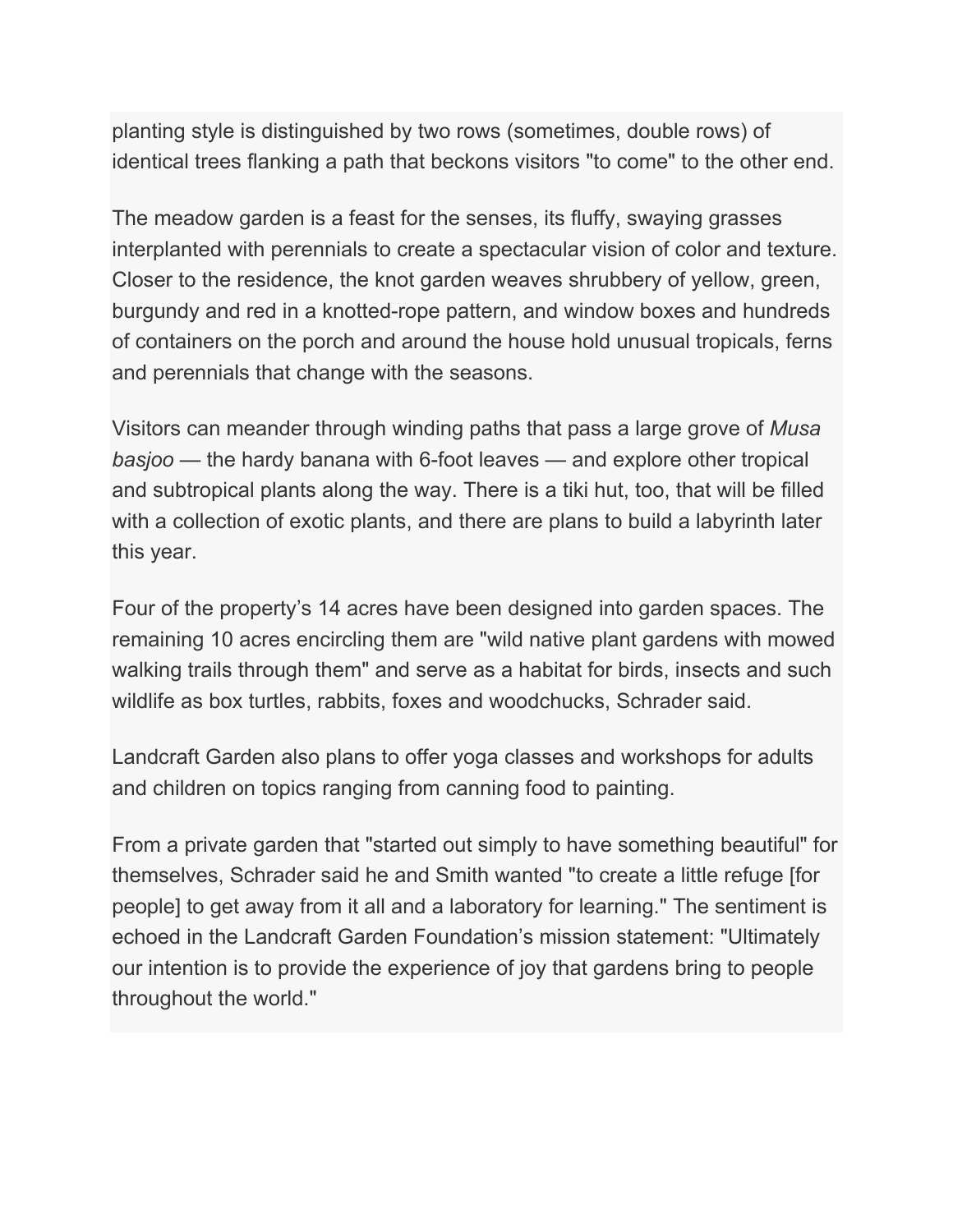planting style is distinguished by two rows (sometimes, double rows) of identical trees flanking a path that beckons visitors "to come" to the other end.

The meadow garden is a feast for the senses, its fluffy, swaying grasses interplanted with perennials to create a spectacular vision of color and texture. Closer to the residence, the knot garden weaves shrubbery of yellow, green, burgundy and red in a knotted-rope pattern, and window boxes and hundreds of containers on the porch and around the house hold unusual tropicals, ferns and perennials that change with the seasons.

Visitors can meander through winding paths that pass a large grove of *Musa basjoo* — the hardy banana with 6-foot leaves — and explore other tropical and subtropical plants along the way. There is a tiki hut, too, that will be filled with a collection of exotic plants, and there are plans to build a labyrinth later this year.

Four of the property's 14 acres have been designed into garden spaces. The remaining 10 acres encircling them are "wild native plant gardens with mowed walking trails through them" and serve as a habitat for birds, insects and such wildlife as box turtles, rabbits, foxes and woodchucks, Schrader said.

Landcraft Garden also plans to offer yoga classes and workshops for adults and children on topics ranging from canning food to painting.

From a private garden that "started out simply to have something beautiful" for themselves, Schrader said he and Smith wanted "to create a little refuge [for people] to get away from it all and a laboratory for learning." The sentiment is echoed in the Landcraft Garden Foundation's mission statement: "Ultimately our intention is to provide the experience of joy that gardens bring to people throughout the world."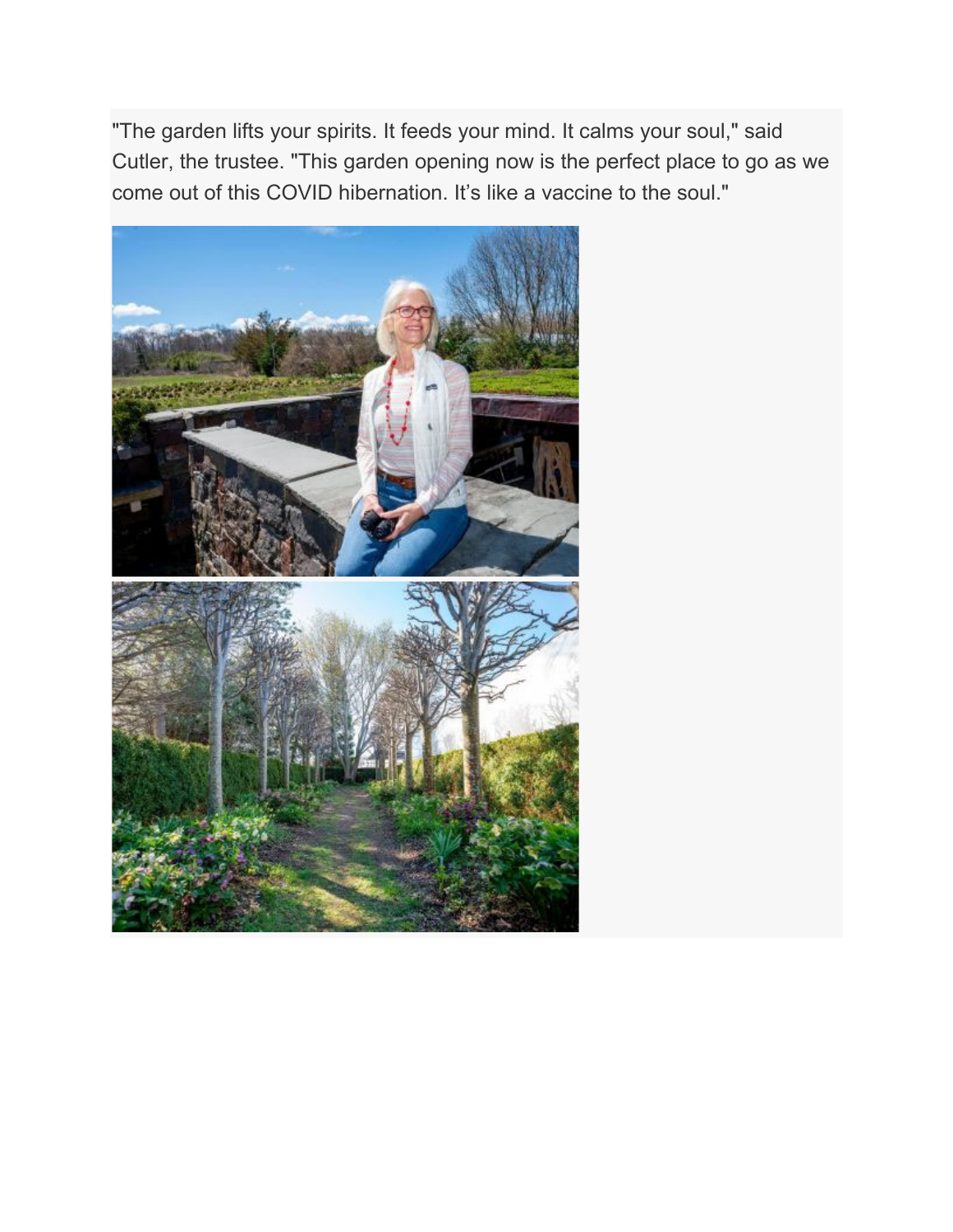"The garden lifts your spirits. It feeds your mind. It calms your soul," said Cutler, the trustee. "This garden opening now is the perfect place to go as we come out of this COVID hibernation. It's like a vaccine to the soul."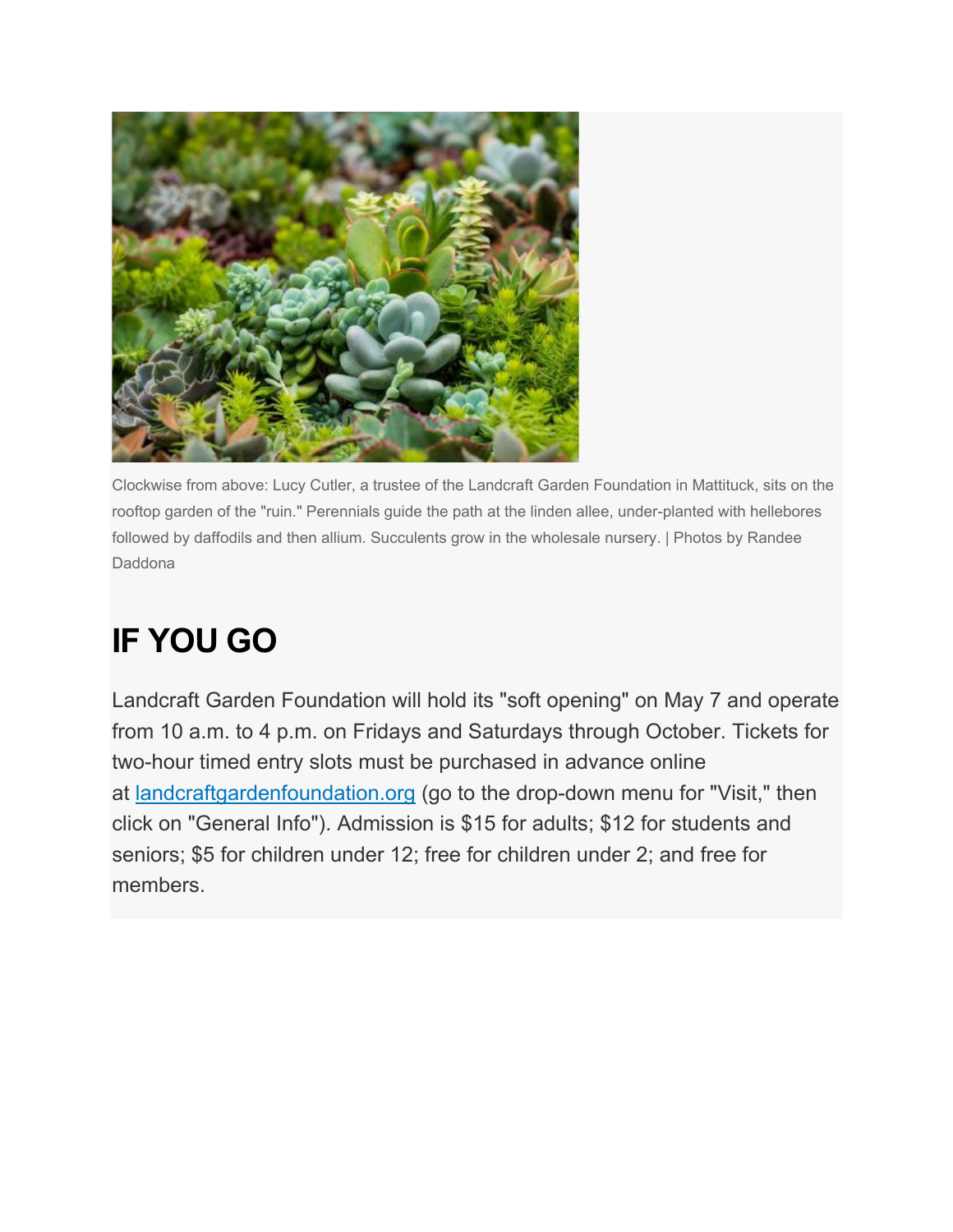Clockwise from above: Lucy Cutler, a trustee of the Landcraft Garden Foundation in Mattituck, sits on the rooftop garden of the "ruin." Perennials guide the path at the linden allee, under-planted with hellebores followed by daffodils and then allium. Succulents grow in the wholesale nursery. | Photos by Randee Daddona

# IF YOU GO

Landcraft Garden Foundation will hold its "soft opening" on May 7 and operate from 10 a.m. to 4 p.m. on Fridays and Saturdays through October. Tickets for two-hour timed entry slots must be purchased in advance online at [landcraftgardenfoundation.org](landcraftgardenfoundation.org) (go to the drop-down menu for "Visit," then click on "General Info"). Admission is $15 for adults; $12 for students and seniors; $5 for children under 12; free for children under 2; and free for members.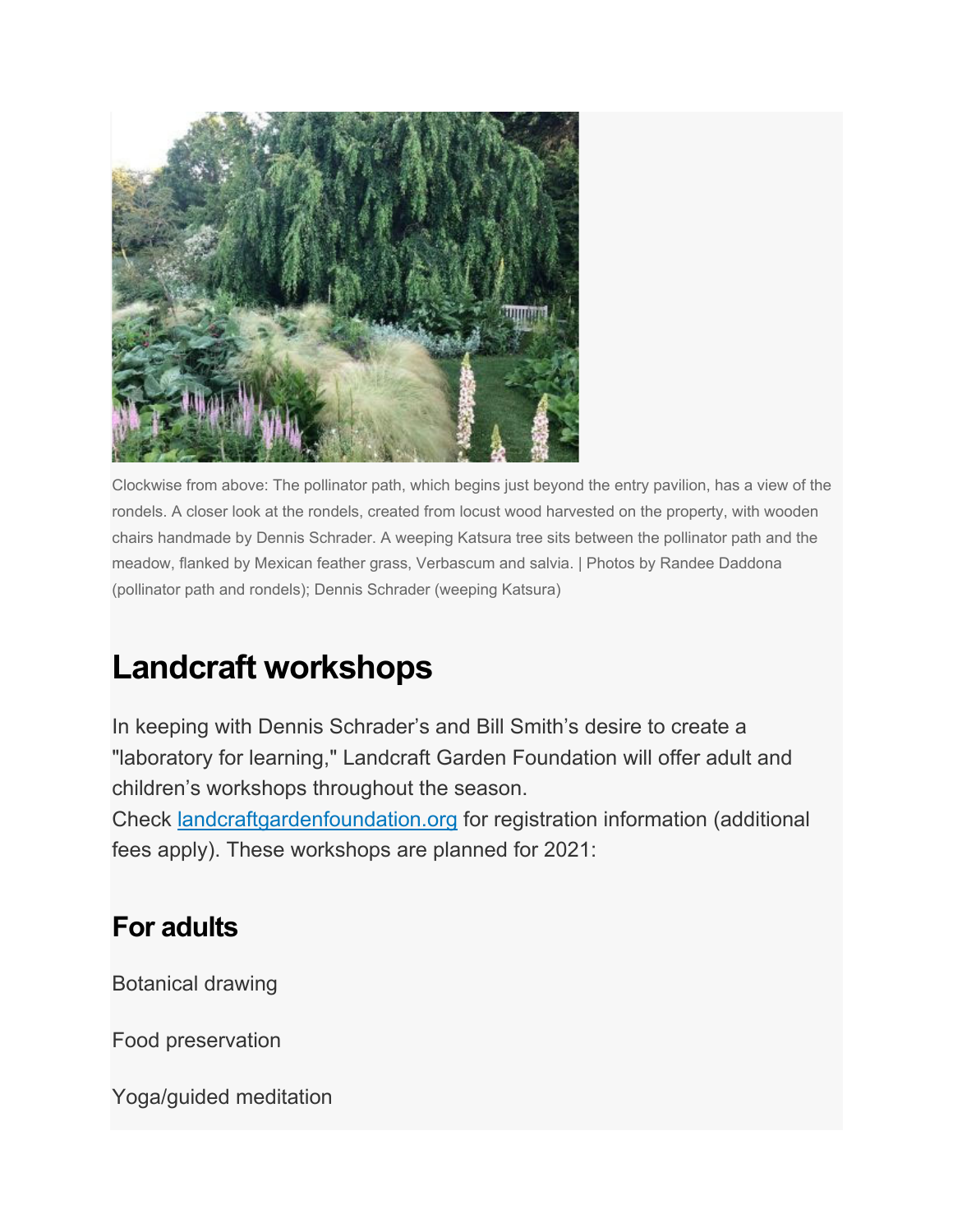Clockwise from above: The pollinator path, which begins just beyond the entry pavilion, has a view of the rondels. A closer look at the rondels, created from locust wood harvested on the property, with wooden chairs handmade by Dennis Schrader. A weeping Katsura tree sits between the pollinator path and the meadow, flanked by Mexican feather grass, Verbascum and salvia. | Photos by Randee Daddona (pollinator path and rondels); Dennis Schrader (weeping Katsura)

# Landcraft workshops

In keeping with Dennis Schrader's and Bill Smith's desire to create a "laboratory for learning," Landcraft Garden Foundation will offer adult and children's workshops throughout the season.
Check [landcraftgardenfoundation.org](landcraftgardenfoundation.org) for registration information (additional fees apply). These workshops are planned for 2021:

## For adults

Botanical drawing

Food preservation

Yoga/guided meditation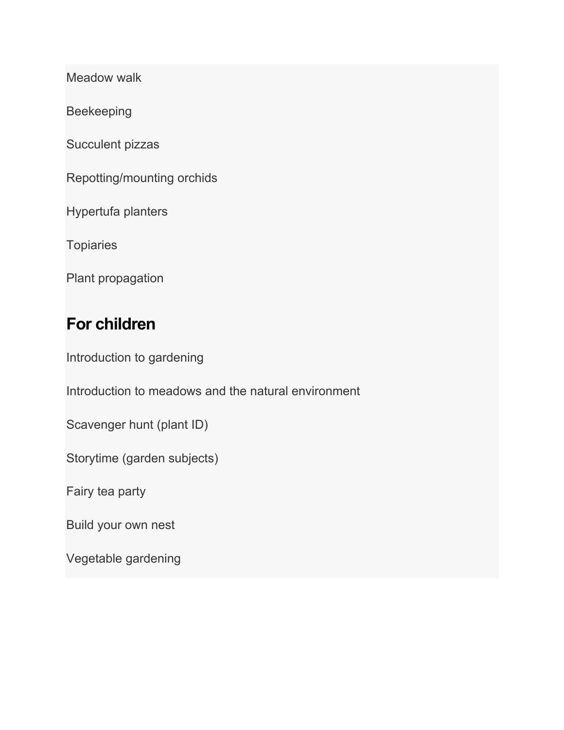Meadow walk

Beekeeping

Succulent pizzas

Repotting/mounting orchids

Hypertufa planters

Topiaries

Plant propagation

## For children

Introduction to gardening

Introduction to meadows and the natural environment

Scavenger hunt (plant ID)

Storytime (garden subjects)

Fairy tea party

Build your own nest

Vegetable gardening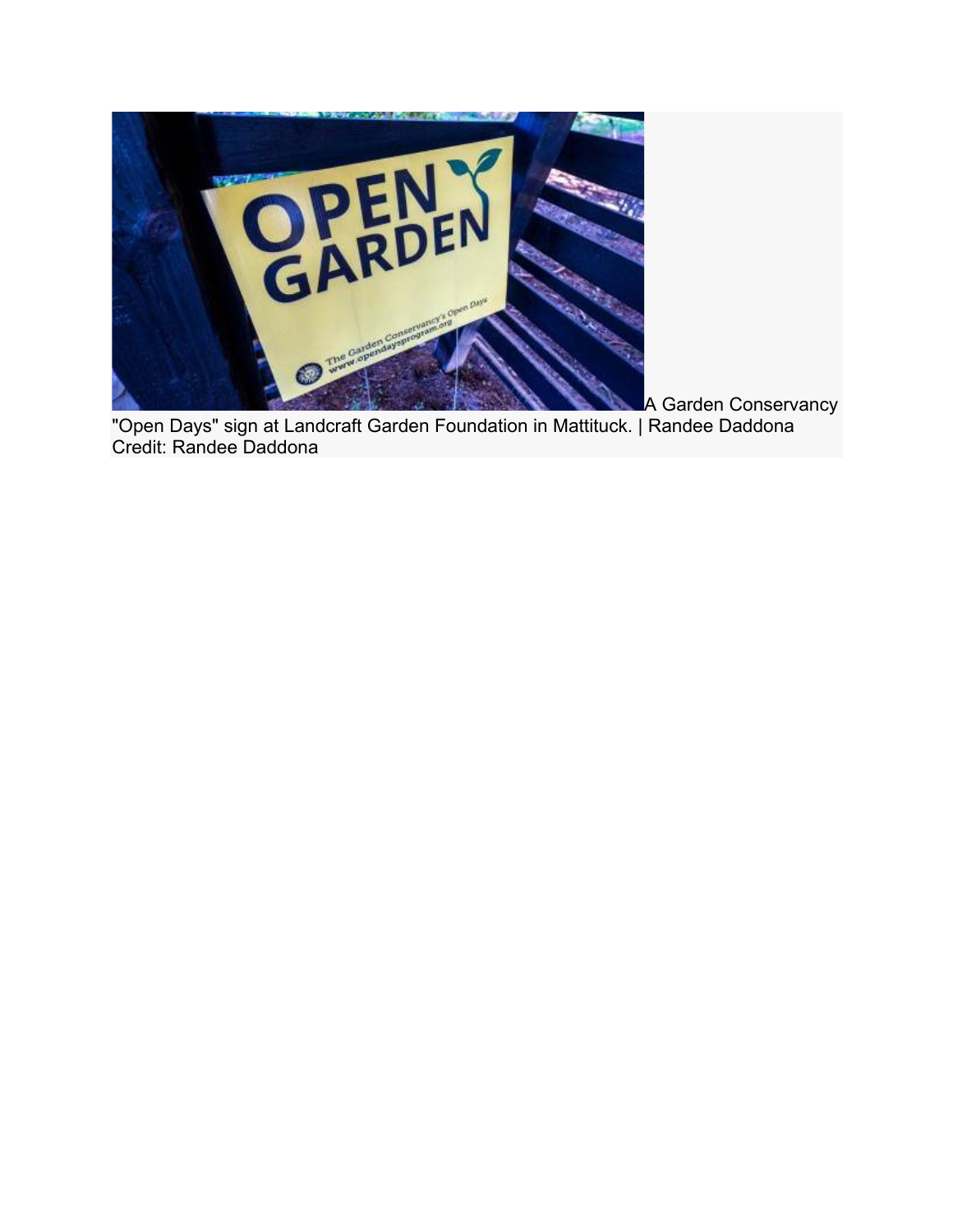A Garden Conservancy "Open Days" sign at Landcraft Garden Foundation in Mattituck. | Randee Daddona
Credit: Randee Daddona